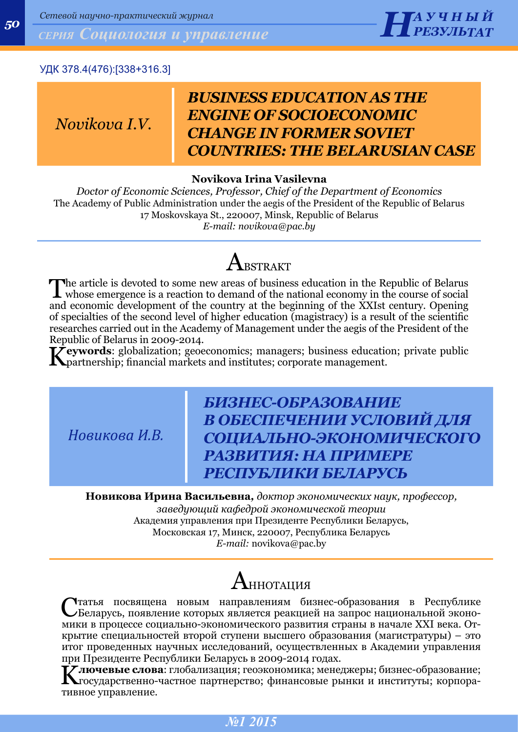УДК 378.4(476):[338+316.3]

**Novikova I.V.**

# BUSINESS EDUCATION AS THE ENGINE OF SOCIOECONOMIC CHANGE IN FORMER SOVIET COUNTRIES: THE BELARUSIAN CASE

**Novikova Irina Vasilevna**
*Doctor of Economic Sciences, Professor, Chief of the Department of Economics*
The Academy of Public Administration under the aegis of the President of the Republic of Belarus
17 Moskovskaya St., 220007, Minsk, Republic of Belarus
*E-mail: novikova@pac.by*

## Abstrakt

The article is devoted to some new areas of business education in the Republic of Belarus whose emergence is a reaction to demand of the national economy in the course of social and economic development of the country at the beginning of the XXIst century. Opening of specialties of the second level of higher education (magistracy) is a result of the scientific researches carried out in the Academy of Management under the aegis of the President of the Republic of Belarus in 2009-2014.

**Keywords**: globalization; geoeconomics; managers; business education; private public partnership; financial markets and institutes; corporate management.

**Новикова И.В.**

# БИЗНЕС-ОБРАЗОВАНИЕ В ОБЕСПЕЧЕНИИ УСЛОВИЙ ДЛЯ СОЦИАЛЬНО-ЭКОНОМИЧЕСКОГО РАЗВИТИЯ: НА ПРИМЕРЕ РЕСПУБЛИКИ БЕЛАРУСЬ

**Новикова Ирина Васильевна,** *доктор экономических наук, профессор, заведующий кафедрой экономической теории*
Академия управления при Президенте Республики Беларусь,
Московская 17, Минск, 220007, Республика Беларусь
*E-mail:* novikova@pac.by

## Аннотация

Статья посвящена новым направлениям бизнес-образования в Республике Беларусь, появление которых является реакцией на запрос национальной экономики в процессе социально-экономического развития страны в начале XXI века. Открытие специальностей второй ступени высшего образования (магистратуры) – это итог проведенных научных исследований, осуществленных в Академии управления при Президенте Республики Беларусь в 2009-2014 годах.

**Ключевые слова**: глобализация; геоэкономика; менеджеры; бизнес-образование; государственно-частное партнерство; финансовые рынки и институты; корпоративное управление.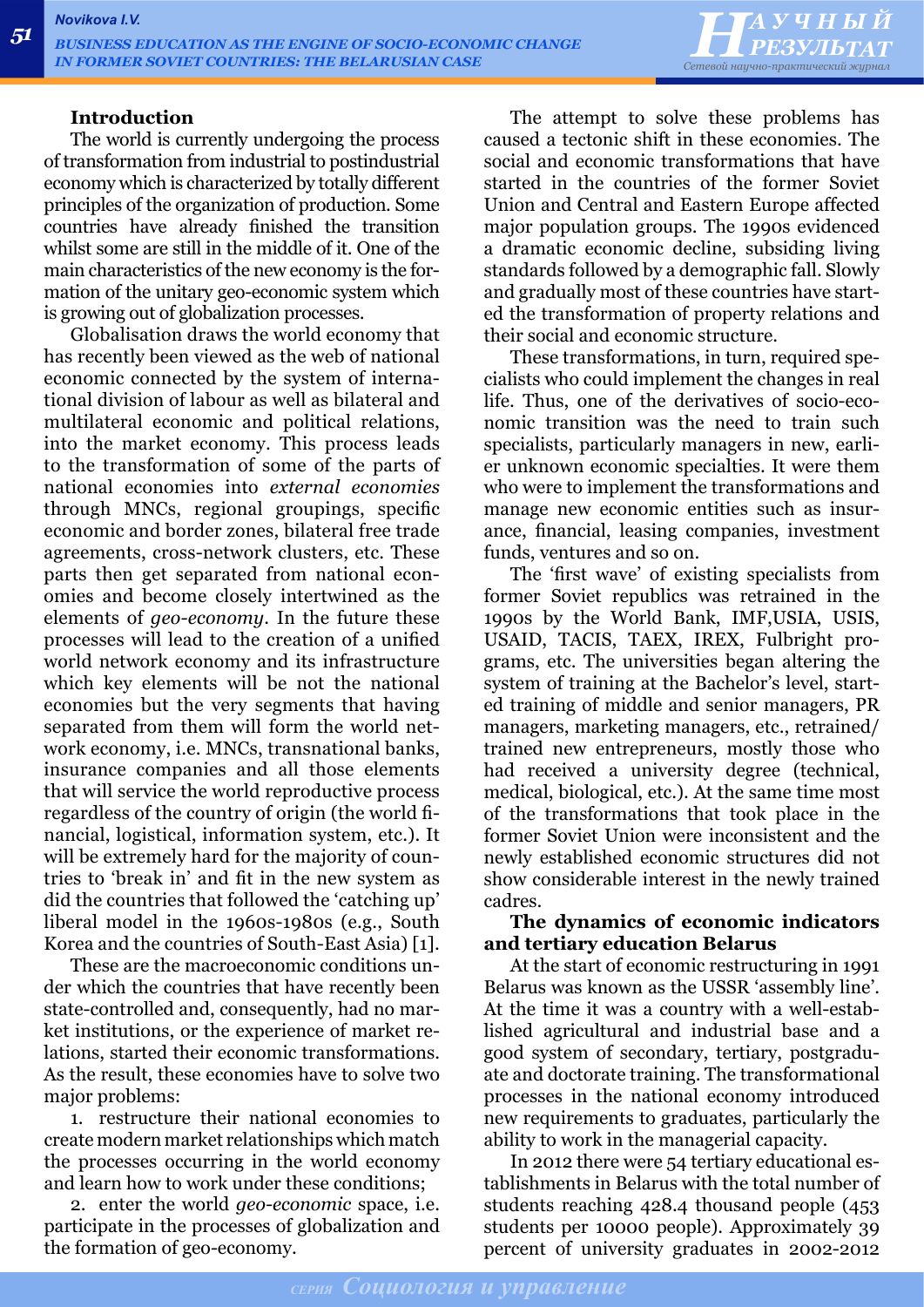## Introduction

The world is currently undergoing the process of transformation from industrial to postindustrial economy which is characterized by totally different principles of the organization of production. Some countries have already finished the transition whilst some are still in the middle of it. One of the main characteristics of the new economy is the formation of the unitary geo-economic system which is growing out of globalization processes.

Globalisation draws the world economy that has recently been viewed as the web of national economic connected by the system of international division of labour as well as bilateral and multilateral economic and political relations, into the market economy. This process leads to the transformation of some of the parts of national economies into *external economies* through MNCs, regional groupings, specific economic and border zones, bilateral free trade agreements, cross-network clusters, etc. These parts then get separated from national economies and become closely intertwined as the elements of *geo-economy*. In the future these processes will lead to the creation of a unified world network economy and its infrastructure which key elements will be not the national economies but the very segments that having separated from them will form the world network economy, i.e. MNCs, transnational banks, insurance companies and all those elements that will service the world reproductive process regardless of the country of origin (the world financial, logistical, information system, etc.). It will be extremely hard for the majority of countries to 'break in' and fit in the new system as did the countries that followed the 'catching up' liberal model in the 1960s-1980s (e.g., South Korea and the countries of South-East Asia) [1].

These are the macroeconomic conditions under which the countries that have recently been state-controlled and, consequently, had no market institutions, or the experience of market relations, started their economic transformations. As the result, these economies have to solve two major problems:

1. restructure their national economies to create modern market relationships which match the processes occurring in the world economy and learn how to work under these conditions;

2. enter the world *geo-economic* space, i.e. participate in the processes of globalization and the formation of geo-economy.

The attempt to solve these problems has caused a tectonic shift in these economies. The social and economic transformations that have started in the countries of the former Soviet Union and Central and Eastern Europe affected major population groups. The 1990s evidenced a dramatic economic decline, subsiding living standards followed by a demographic fall. Slowly and gradually most of these countries have started the transformation of property relations and their social and economic structure.

These transformations, in turn, required specialists who could implement the changes in real life. Thus, one of the derivatives of socio-economic transition was the need to train such specialists, particularly managers in new, earlier unknown economic specialties. It were them who were to implement the transformations and manage new economic entities such as insurance, financial, leasing companies, investment funds, ventures and so on.

The 'first wave' of existing specialists from former Soviet republics was retrained in the 1990s by the World Bank, IMF,USIA, USIS, USAID, TACIS, TAEX, IREX, Fulbright programs, etc. The universities began altering the system of training at the Bachelor's level, started training of middle and senior managers, PR managers, marketing managers, etc., retrained/trained new entrepreneurs, mostly those who had received a university degree (technical, medical, biological, etc.). At the same time most of the transformations that took place in the former Soviet Union were inconsistent and the newly established economic structures did not show considerable interest in the newly trained cadres.

## The dynamics of economic indicators and tertiary education Belarus

At the start of economic restructuring in 1991 Belarus was known as the USSR 'assembly line'. At the time it was a country with a well-established agricultural and industrial base and a good system of secondary, tertiary, postgraduate and doctorate training. The transformational processes in the national economy introduced new requirements to graduates, particularly the ability to work in the managerial capacity.

In 2012 there were 54 tertiary educational establishments in Belarus with the total number of students reaching 428.4 thousand people (453 students per 10000 people). Approximately 39 percent of university graduates in 2002-2012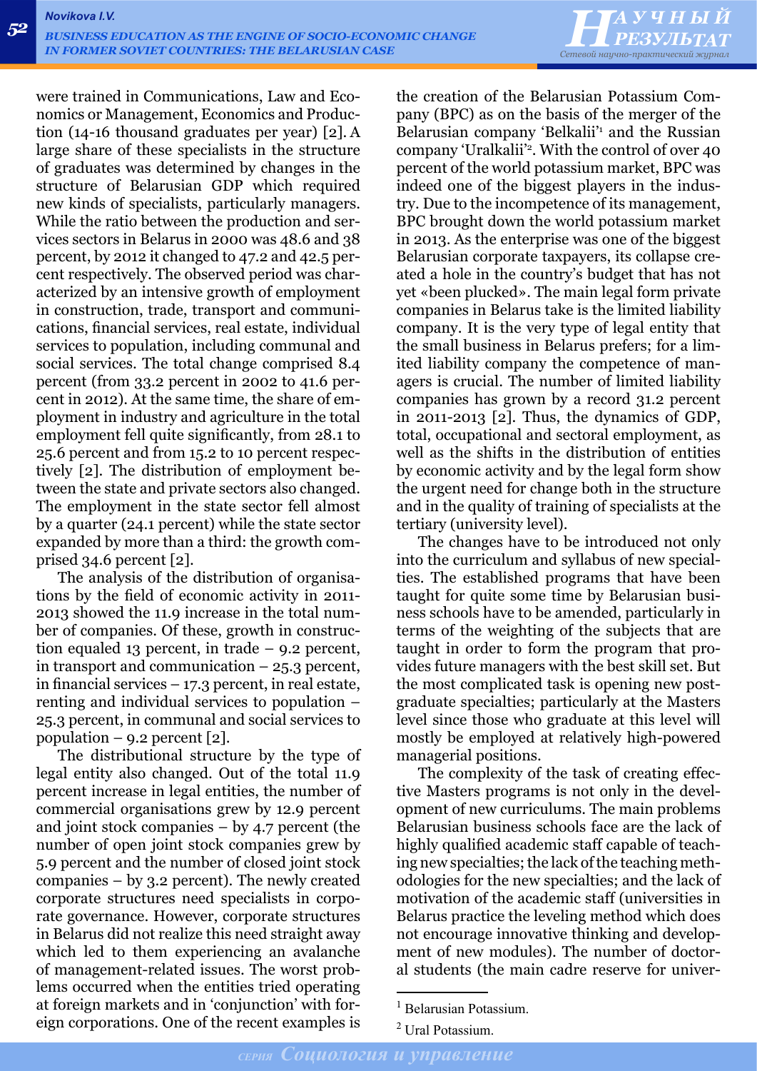were trained in Communications, Law and Economics or Management, Economics and Production (14-16 thousand graduates per year) [2]. A large share of these specialists in the structure of graduates was determined by changes in the structure of Belarusian GDP which required new kinds of specialists, particularly managers. While the ratio between the production and services sectors in Belarus in 2000 was 48.6 and 38 percent, by 2012 it changed to 47.2 and 42.5 percent respectively. The observed period was characterized by an intensive growth of employment in construction, trade, transport and communications, financial services, real estate, individual services to population, including communal and social services. The total change comprised 8.4 percent (from 33.2 percent in 2002 to 41.6 percent in 2012). At the same time, the share of employment in industry and agriculture in the total employment fell quite significantly, from 28.1 to 25.6 percent and from 15.2 to 10 percent respectively [2]. The distribution of employment between the state and private sectors also changed. The employment in the state sector fell almost by a quarter (24.1 percent) while the state sector expanded by more than a third: the growth comprised 34.6 percent [2].

The analysis of the distribution of organisations by the field of economic activity in 2011-2013 showed the 11.9 increase in the total number of companies. Of these, growth in construction equaled 13 percent, in trade – 9.2 percent, in transport and communication – 25.3 percent, in financial services – 17.3 percent, in real estate, renting and individual services to population – 25.3 percent, in communal and social services to population – 9.2 percent [2].

The distributional structure by the type of legal entity also changed. Out of the total 11.9 percent increase in legal entities, the number of commercial organisations grew by 12.9 percent and joint stock companies – by 4.7 percent (the number of open joint stock companies grew by 5.9 percent and the number of closed joint stock companies – by 3.2 percent). The newly created corporate structures need specialists in corporate governance. However, corporate structures in Belarus did not realize this need straight away which led to them experiencing an avalanche of management-related issues. The worst problems occurred when the entities tried operating at foreign markets and in 'conjunction' with foreign corporations. One of the recent examples is the creation of the Belarusian Potassium Company (BPC) as on the basis of the merger of the Belarusian company 'Belkalii'[1] and the Russian company 'Uralkalii'[2]. With the control of over 40 percent of the world potassium market, BPC was indeed one of the biggest players in the industry. Due to the incompetence of its management, BPC brought down the world potassium market in 2013. As the enterprise was one of the biggest Belarusian corporate taxpayers, its collapse created a hole in the country's budget that has not yet «been plucked». The main legal form private companies in Belarus take is the limited liability company. It is the very type of legal entity that the small business in Belarus prefers; for a limited liability company the competence of managers is crucial. The number of limited liability companies has grown by a record 31.2 percent in 2011-2013 [2]. Thus, the dynamics of GDP, total, occupational and sectoral employment, as well as the shifts in the distribution of entities by economic activity and by the legal form show the urgent need for change both in the structure and in the quality of training of specialists at the tertiary (university level).

The changes have to be introduced not only into the curriculum and syllabus of new specialties. The established programs that have been taught for quite some time by Belarusian business schools have to be amended, particularly in terms of the weighting of the subjects that are taught in order to form the program that provides future managers with the best skill set. But the most complicated task is opening new postgraduate specialties; particularly at the Masters level since those who graduate at this level will mostly be employed at relatively high-powered managerial positions.

The complexity of the task of creating effective Masters programs is not only in the development of new curriculums. The main problems Belarusian business schools face are the lack of highly qualified academic staff capable of teaching new specialties; the lack of the teaching methodologies for the new specialties; and the lack of motivation of the academic staff (universities in Belarus practice the leveling method which does not encourage innovative thinking and development of new modules). The number of doctoral students (the main cadre reserve for univer-

[1] Belarusian Potassium.

[2] Ural Potassium.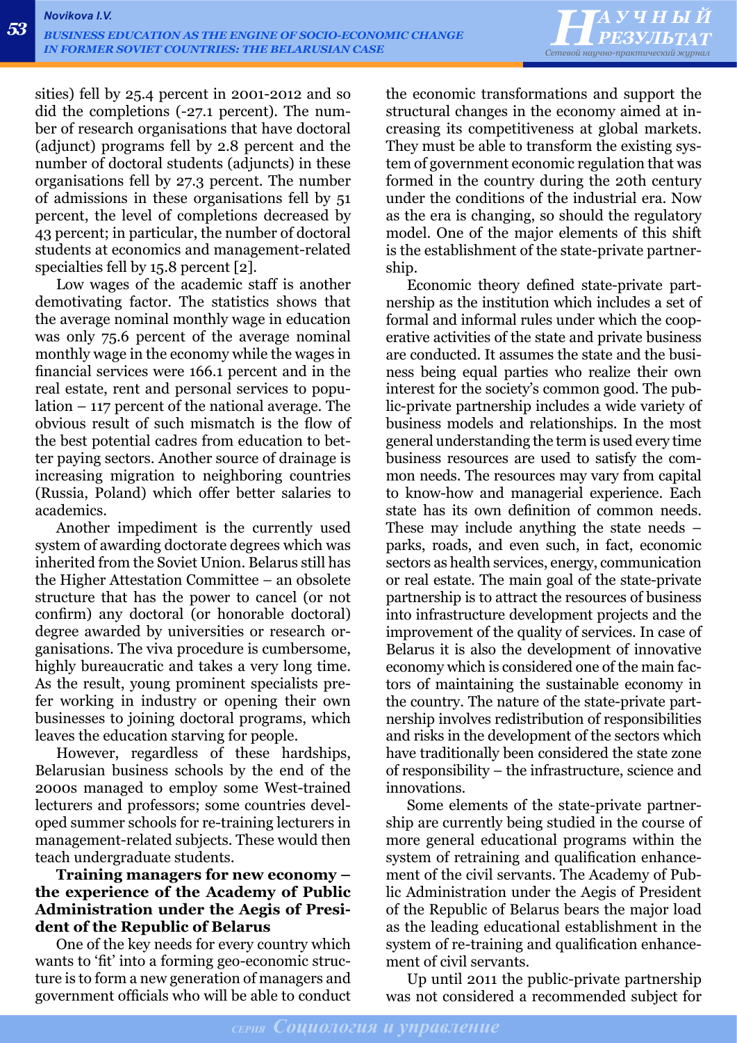sities) fell by 25.4 percent in 2001-2012 and so did the completions (-27.1 percent). The number of research organisations that have doctoral (adjunct) programs fell by 2.8 percent and the number of doctoral students (adjuncts) in these organisations fell by 27.3 percent. The number of admissions in these organisations fell by 51 percent, the level of completions decreased by 43 percent; in particular, the number of doctoral students at economics and management-related specialties fell by 15.8 percent [2].

Low wages of the academic staff is another demotivating factor. The statistics shows that the average nominal monthly wage in education was only 75.6 percent of the average nominal monthly wage in the economy while the wages in financial services were 166.1 percent and in the real estate, rent and personal services to population – 117 percent of the national average. The obvious result of such mismatch is the flow of the best potential cadres from education to better paying sectors. Another source of drainage is increasing migration to neighboring countries (Russia, Poland) which offer better salaries to academics.

Another impediment is the currently used system of awarding doctorate degrees which was inherited from the Soviet Union. Belarus still has the Higher Attestation Committee – an obsolete structure that has the power to cancel (or not confirm) any doctoral (or honorable doctoral) degree awarded by universities or research organisations. The viva procedure is cumbersome, highly bureaucratic and takes a very long time. As the result, young prominent specialists prefer working in industry or opening their own businesses to joining doctoral programs, which leaves the education starving for people.

However, regardless of these hardships, Belarusian business schools by the end of the 2000s managed to employ some West-trained lecturers and professors; some countries developed summer schools for re-training lecturers in management-related subjects. These would then teach undergraduate students.

**Training managers for new economy – the experience of the Academy of Public Administration under the Aegis of President of the Republic of Belarus**

One of the key needs for every country which wants to 'fit' into a forming geo-economic structure is to form a new generation of managers and government officials who will be able to conduct the economic transformations and support the structural changes in the economy aimed at increasing its competitiveness at global markets. They must be able to transform the existing system of government economic regulation that was formed in the country during the 20th century under the conditions of the industrial era. Now as the era is changing, so should the regulatory model. One of the major elements of this shift is the establishment of the state-private partnership.

Economic theory defined state-private partnership as the institution which includes a set of formal and informal rules under which the cooperative activities of the state and private business are conducted. It assumes the state and the business being equal parties who realize their own interest for the society's common good. The public-private partnership includes a wide variety of business models and relationships. In the most general understanding the term is used every time business resources are used to satisfy the common needs. The resources may vary from capital to know-how and managerial experience. Each state has its own definition of common needs. These may include anything the state needs – parks, roads, and even such, in fact, economic sectors as health services, energy, communication or real estate. The main goal of the state-private partnership is to attract the resources of business into infrastructure development projects and the improvement of the quality of services. In case of Belarus it is also the development of innovative economy which is considered one of the main factors of maintaining the sustainable economy in the country. The nature of the state-private partnership involves redistribution of responsibilities and risks in the development of the sectors which have traditionally been considered the state zone of responsibility – the infrastructure, science and innovations.

Some elements of the state-private partnership are currently being studied in the course of more general educational programs within the system of retraining and qualification enhancement of the civil servants. The Academy of Public Administration under the Aegis of President of the Republic of Belarus bears the major load as the leading educational establishment in the system of re-training and qualification enhancement of civil servants.

Up until 2011 the public-private partnership was not considered a recommended subject for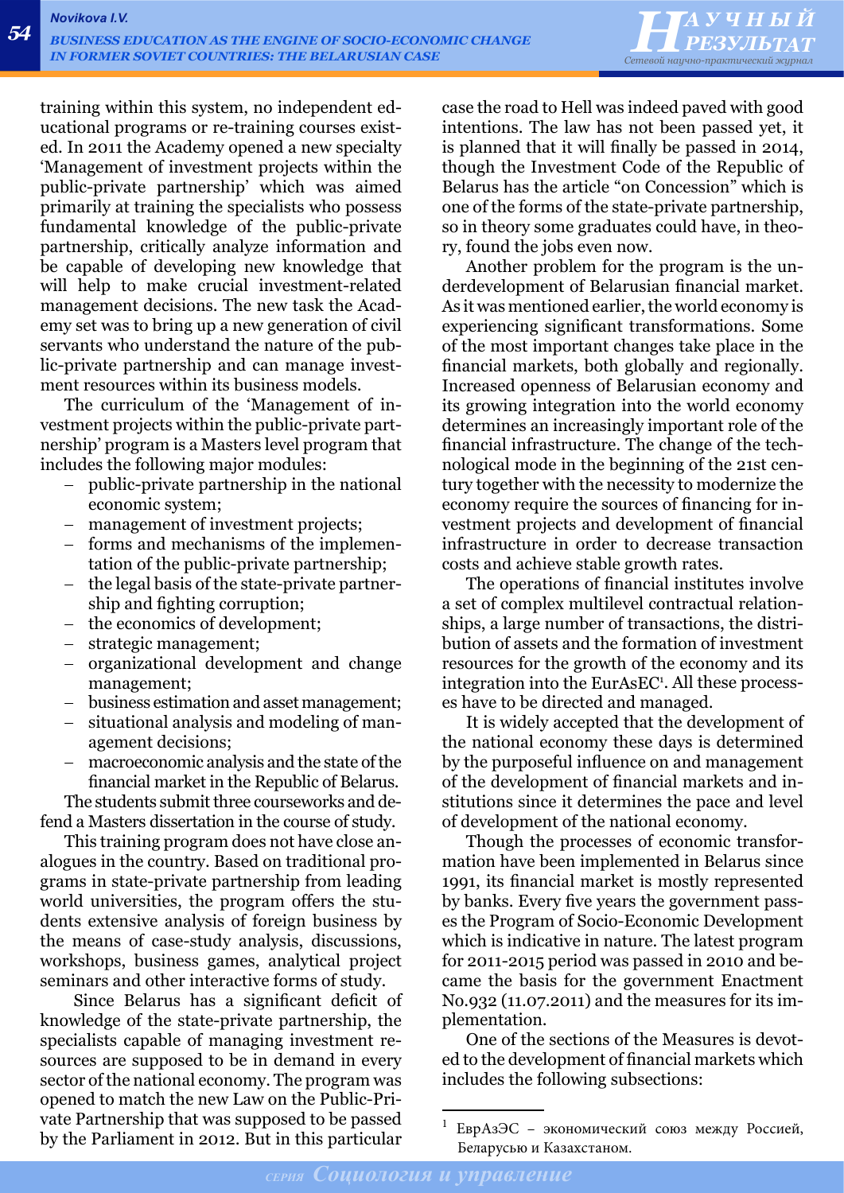training within this system, no independent educational programs or re-training courses existed. In 2011 the Academy opened a new specialty 'Management of investment projects within the public-private partnership' which was aimed primarily at training the specialists who possess fundamental knowledge of the public-private partnership, critically analyze information and be capable of developing new knowledge that will help to make crucial investment-related management decisions. The new task the Academy set was to bring up a new generation of civil servants who understand the nature of the public-private partnership and can manage investment resources within its business models.

The curriculum of the 'Management of investment projects within the public-private partnership' program is a Masters level program that includes the following major modules:

- public-private partnership in the national economic system;
- management of investment projects;
- forms and mechanisms of the implementation of the public-private partnership;
- the legal basis of the state-private partnership and fighting corruption;
- the economics of development;
- strategic management;
- organizational development and change management;
- business estimation and asset management;
- situational analysis and modeling of management decisions;
- macroeconomic analysis and the state of the financial market in the Republic of Belarus.

The students submit three courseworks and defend a Masters dissertation in the course of study.

This training program does not have close analogues in the country. Based on traditional programs in state-private partnership from leading world universities, the program offers the students extensive analysis of foreign business by the means of case-study analysis, discussions, workshops, business games, analytical project seminars and other interactive forms of study.

Since Belarus has a significant deficit of knowledge of the state-private partnership, the specialists capable of managing investment resources are supposed to be in demand in every sector of the national economy. The program was opened to match the new Law on the Public-Private Partnership that was supposed to be passed by the Parliament in 2012. But in this particular case the road to Hell was indeed paved with good intentions. The law has not been passed yet, it is planned that it will finally be passed in 2014, though the Investment Code of the Republic of Belarus has the article "on Concession" which is one of the forms of the state-private partnership, so in theory some graduates could have, in theory, found the jobs even now.

Another problem for the program is the underdevelopment of Belarusian financial market. As it was mentioned earlier, the world economy is experiencing significant transformations. Some of the most important changes take place in the financial markets, both globally and regionally. Increased openness of Belarusian economy and its growing integration into the world economy determines an increasingly important role of the financial infrastructure. The change of the technological mode in the beginning of the 21st century together with the necessity to modernize the economy require the sources of financing for investment projects and development of financial infrastructure in order to decrease transaction costs and achieve stable growth rates.

The operations of financial institutes involve a set of complex multilevel contractual relationships, a large number of transactions, the distribution of assets and the formation of investment resources for the growth of the economy and its integration into the EurAsEC[1]. All these processes have to be directed and managed.

It is widely accepted that the development of the national economy these days is determined by the purposeful influence on and management of the development of financial markets and institutions since it determines the pace and level of development of the national economy.

Though the processes of economic transformation have been implemented in Belarus since 1991, its financial market is mostly represented by banks. Every five years the government passes the Program of Socio-Economic Development which is indicative in nature. The latest program for 2011-2015 period was passed in 2010 and became the basis for the government Enactment No.932 (11.07.2011) and the measures for its implementation.

One of the sections of the Measures is devoted to the development of financial markets which includes the following subsections:

---

[1] ЕврАзЭС – экономический союз между Россией, Беларусью и Казахстаном.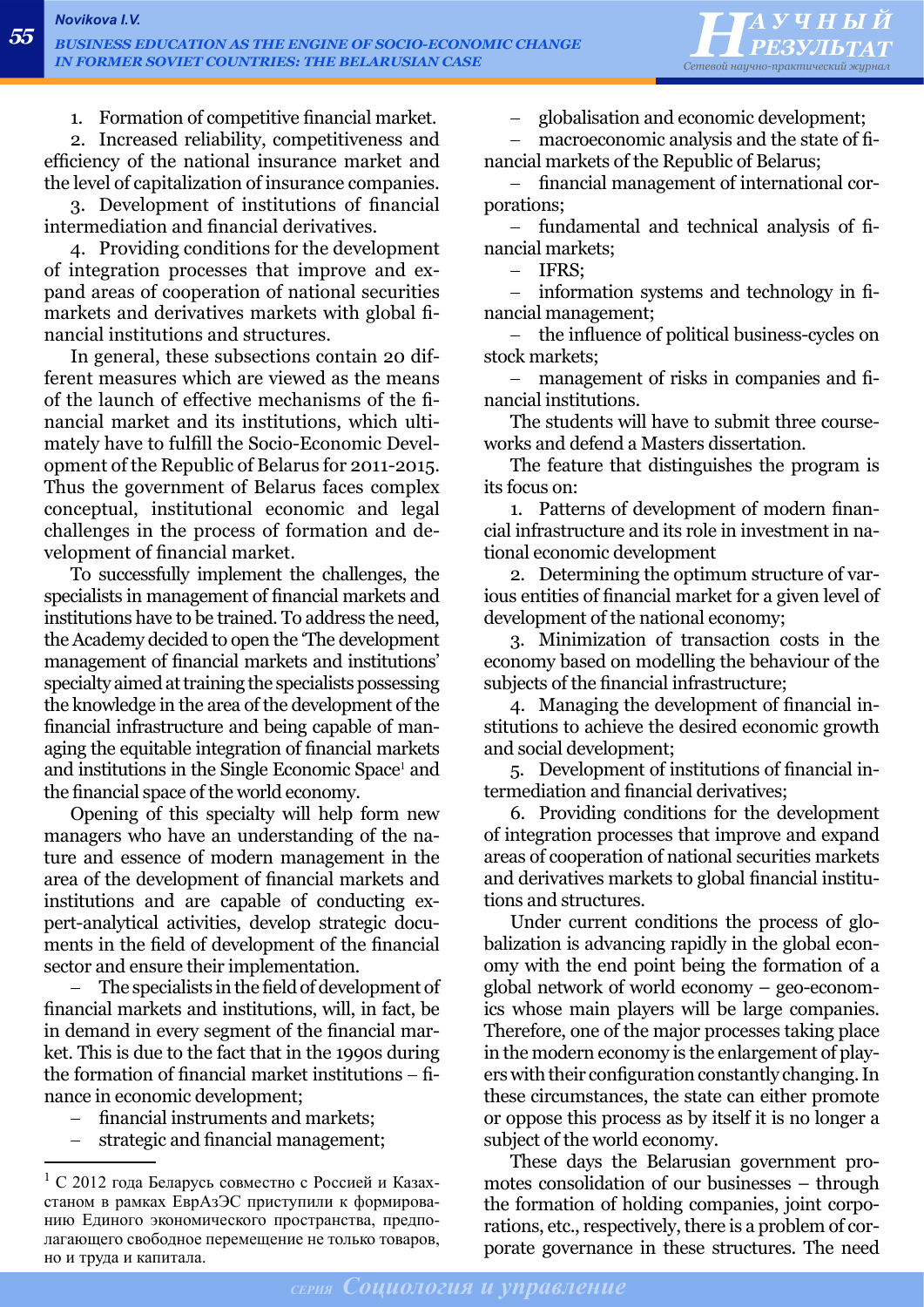1. Formation of competitive financial market.

2. Increased reliability, competitiveness and efficiency of the national insurance market and the level of capitalization of insurance companies.

3. Development of institutions of financial intermediation and financial derivatives.

4. Providing conditions for the development of integration processes that improve and expand areas of cooperation of national securities markets and derivatives markets with global financial institutions and structures.

In general, these subsections contain 20 different measures which are viewed as the means of the launch of effective mechanisms of the financial market and its institutions, which ultimately have to fulfill the Socio-Economic Development of the Republic of Belarus for 2011-2015. Thus the government of Belarus faces complex conceptual, institutional economic and legal challenges in the process of formation and development of financial market.

To successfully implement the challenges, the specialists in management of financial markets and institutions have to be trained. To address the need, the Academy decided to open the 'The development management of financial markets and institutions' specialty aimed at training the specialists possessing the knowledge in the area of the development of the financial infrastructure and being capable of managing the equitable integration of financial markets and institutions in the Single Economic Space[1] and the financial space of the world economy.

Opening of this specialty will help form new managers who have an understanding of the nature and essence of modern management in the area of the development of financial markets and institutions and are capable of conducting expert-analytical activities, develop strategic documents in the field of development of the financial sector and ensure their implementation.

– The specialists in the field of development of financial markets and institutions, will, in fact, be in demand in every segment of the financial market. This is due to the fact that in the 1990s during the formation of financial market institutions – finance in economic development;

– financial instruments and markets;

– strategic and financial management;

– globalisation and economic development;

– macroeconomic analysis and the state of financial markets of the Republic of Belarus;

– financial management of international corporations;

– fundamental and technical analysis of financial markets;

– IFRS;

– information systems and technology in financial management;

– the influence of political business-cycles on stock markets;

– management of risks in companies and financial institutions.

The students will have to submit three courseworks and defend a Masters dissertation.

The feature that distinguishes the program is its focus on:

1. Patterns of development of modern financial infrastructure and its role in investment in national economic development

2. Determining the optimum structure of various entities of financial market for a given level of development of the national economy;

3. Minimization of transaction costs in the economy based on modelling the behaviour of the subjects of the financial infrastructure;

4. Managing the development of financial institutions to achieve the desired economic growth and social development;

5. Development of institutions of financial intermediation and financial derivatives;

6. Providing conditions for the development of integration processes that improve and expand areas of cooperation of national securities markets and derivatives markets to global financial institutions and structures.

Under current conditions the process of globalization is advancing rapidly in the global economy with the end point being the formation of a global network of world economy – geo-economics whose main players will be large companies. Therefore, one of the major processes taking place in the modern economy is the enlargement of players with their configuration constantly changing. In these circumstances, the state can either promote or oppose this process as by itself it is no longer a subject of the world economy.

These days the Belarusian government promotes consolidation of our businesses – through the formation of holding companies, joint corporations, etc., respectively, there is a problem of corporate governance in these structures. The need

---

[1] С 2012 года Беларусь совместно с Россией и Казахстаном в рамках ЕврАзЭС приступили к формированию Единого экономического пространства, предполагающего свободное перемещение не только товаров, но и труда и капитала.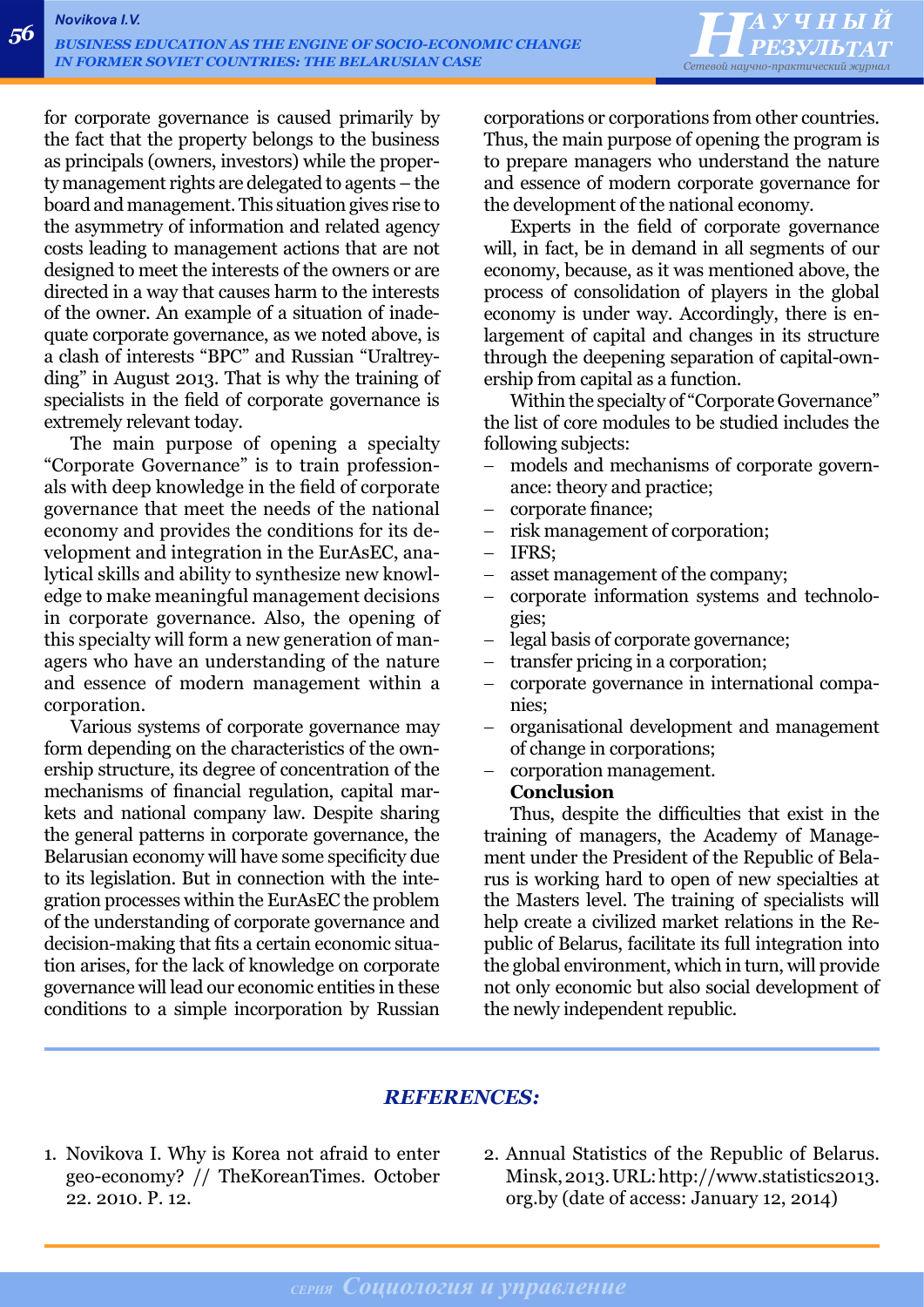for corporate governance is caused primarily by the fact that the property belongs to the business as principals (owners, investors) while the property management rights are delegated to agents – the board and management. This situation gives rise to the asymmetry of information and related agency costs leading to management actions that are not designed to meet the interests of the owners or are directed in a way that causes harm to the interests of the owner. An example of a situation of inadequate corporate governance, as we noted above, is a clash of interests "BPC" and Russian "Uraltreyding" in August 2013. That is why the training of specialists in the field of corporate governance is extremely relevant today.

The main purpose of opening a specialty "Corporate Governance" is to train professionals with deep knowledge in the field of corporate governance that meet the needs of the national economy and provides the conditions for its development and integration in the EurAsEC, analytical skills and ability to synthesize new knowledge to make meaningful management decisions in corporate governance. Also, the opening of this specialty will form a new generation of managers who have an understanding of the nature and essence of modern management within a corporation.

Various systems of corporate governance may form depending on the characteristics of the ownership structure, its degree of concentration of the mechanisms of financial regulation, capital markets and national company law. Despite sharing the general patterns in corporate governance, the Belarusian economy will have some specificity due to its legislation. But in connection with the integration processes within the EurAsEC the problem of the understanding of corporate governance and decision-making that fits a certain economic situation arises, for the lack of knowledge on corporate governance will lead our economic entities in these conditions to a simple incorporation by Russian corporations or corporations from other countries. Thus, the main purpose of opening the program is to prepare managers who understand the nature and essence of modern corporate governance for the development of the national economy.

Experts in the field of corporate governance will, in fact, be in demand in all segments of our economy, because, as it was mentioned above, the process of consolidation of players in the global economy is under way. Accordingly, there is enlargement of capital and changes in its structure through the deepening separation of capital-ownership from capital as a function.

Within the specialty of "Corporate Governance" the list of core modules to be studied includes the following subjects:

- models and mechanisms of corporate governance: theory and practice;
- corporate finance;
- risk management of corporation;
- IFRS;
- asset management of the company;
- corporate information systems and technologies;
- legal basis of corporate governance;
- transfer pricing in a corporation;
- corporate governance in international companies;
- organisational development and management of change in corporations;
- corporation management.

## Conclusion

Thus, despite the difficulties that exist in the training of managers, the Academy of Management under the President of the Republic of Belarus is working hard to open of new specialties at the Masters level. The training of specialists will help create a civilized market relations in the Republic of Belarus, facilitate its full integration into the global environment, which in turn, will provide not only economic but also social development of the newly independent republic.

## REFERENCES:

1. Novikova I. Why is Korea not afraid to enter geo-economy? // TheKoreanTimes. October 22. 2010. P. 12.
2. Annual Statistics of the Republic of Belarus. Minsk, 2013. URL: http://www.statistics2013.org.by (date of access: January 12, 2014)